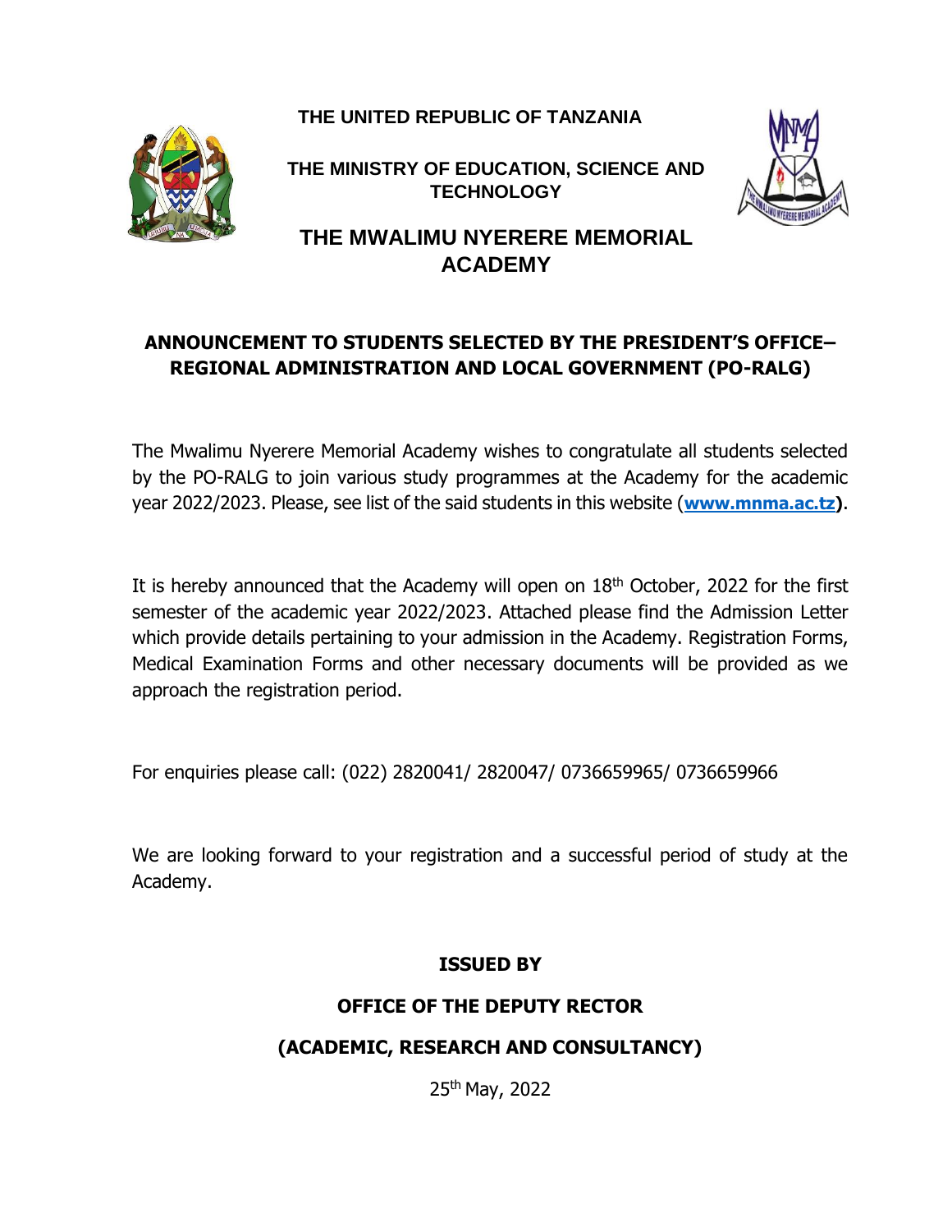**THE UNITED REPUBLIC OF TANZANIA**

**THE MINISTRY OF EDUCATION, SCIENCE AND TECHNOLOGY**

# THE MWALIMU NYERERE MEMORIAL ACADEMY

## ANNOUNCEMENT TO STUDENTS SELECTED BY THE PRESIDENT'S OFFICE– REGIONAL ADMINISTRATION AND LOCAL GOVERNMENT (PO-RALG)

The Mwalimu Nyerere Memorial Academy wishes to congratulate all students selected by the PO-RALG to join various study programmes at the Academy for the academic year 2022/2023. Please, see list of the said students in this website (**www.mnma.ac.tz**).

It is hereby announced that the Academy will open on 18th October, 2022 for the first semester of the academic year 2022/2023. Attached please find the Admission Letter which provide details pertaining to your admission in the Academy. Registration Forms, Medical Examination Forms and other necessary documents will be provided as we approach the registration period.

For enquiries please call: (022) 2820041/ 2820047/ 0736659965/ 0736659966

We are looking forward to your registration and a successful period of study at the Academy.

**ISSUED BY**

**OFFICE OF THE DEPUTY RECTOR**

**(ACADEMIC, RESEARCH AND CONSULTANCY)**

25th May, 2022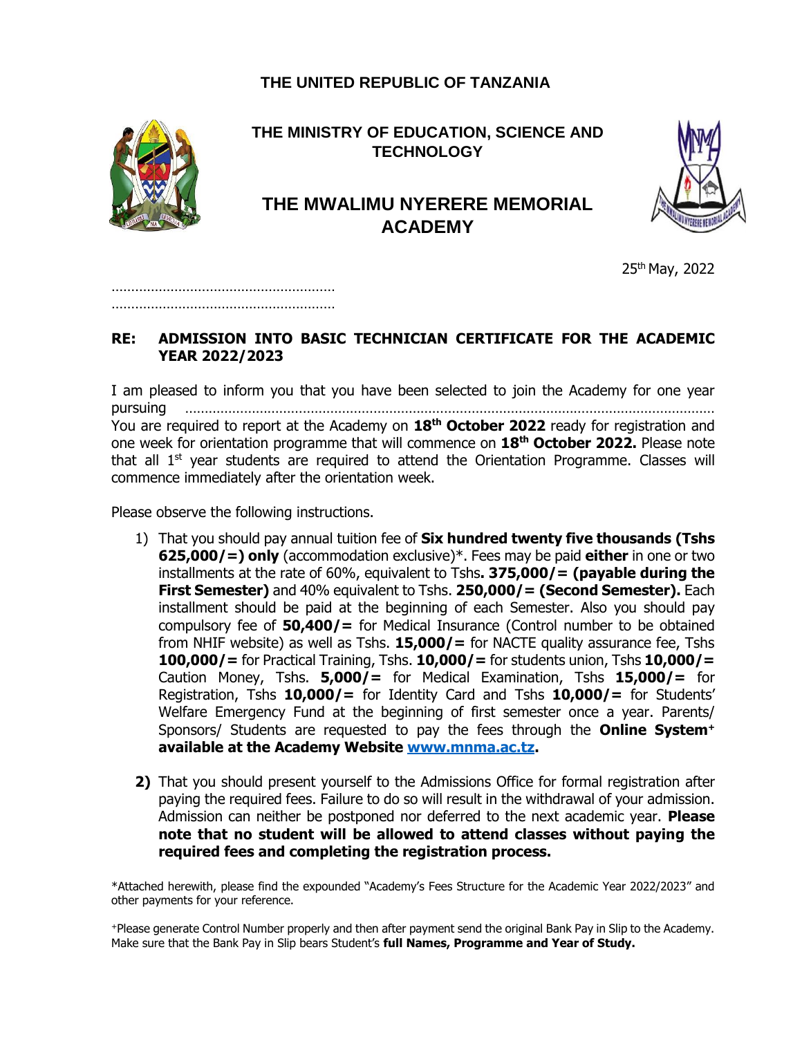**THE UNITED REPUBLIC OF TANZANIA**

**THE MINISTRY OF EDUCATION, SCIENCE AND TECHNOLOGY**

## THE MWALIMU NYERERE MEMORIAL ACADEMY

25th May, 2022

…………………………………………………
…………………………………………………

**RE: ADMISSION INTO BASIC TECHNICIAN CERTIFICATE FOR THE ACADEMIC YEAR 2022/2023**

I am pleased to inform you that you have been selected to join the Academy for one year pursuing ………………………………………………………………………………………………………………
You are required to report at the Academy on **18th October 2022** ready for registration and one week for orientation programme that will commence on **18th October 2022.** Please note that all 1st year students are required to attend the Orientation Programme. Classes will commence immediately after the orientation week.

Please observe the following instructions.

1) That you should pay annual tuition fee of **Six hundred twenty five thousands (Tshs 625,000/=) only** (accommodation exclusive)*. Fees may be paid **either** in one or two installments at the rate of 60%, equivalent to Tshs**. 375,000/= (payable during the First Semester)** and 40% equivalent to Tshs. **250,000/= (Second Semester).** Each installment should be paid at the beginning of each Semester. Also you should pay compulsory fee of **50,400/=** for Medical Insurance (Control number to be obtained from NHIF website) as well as Tshs. **15,000/=** for NACTE quality assurance fee, Tshs **100,000/=** for Practical Training, Tshs. **10,000/=** for students union, Tshs **10,000/=** Caution Money, Tshs. **5,000/=** for Medical Examination, Tshs **15,000/=** for Registration, Tshs **10,000/=** for Identity Card and Tshs **10,000/=** for Students' Welfare Emergency Fund at the beginning of first semester once a year. Parents/ Sponsors/ Students are requested to pay the fees through the **Online System+ available at the Academy Website [www.mnma.ac.tz](http://www.mnma.ac.tz).**

2) That you should present yourself to the Admissions Office for formal registration after paying the required fees. Failure to do so will result in the withdrawal of your admission. Admission can neither be postponed nor deferred to the next academic year. **Please note that no student will be allowed to attend classes without paying the required fees and completing the registration process.**

*Attached herewith, please find the expounded "Academy's Fees Structure for the Academic Year 2022/2023" and other payments for your reference.

+Please generate Control Number properly and then after payment send the original Bank Pay in Slip to the Academy. Make sure that the Bank Pay in Slip bears Student's **full Names, Programme and Year of Study.**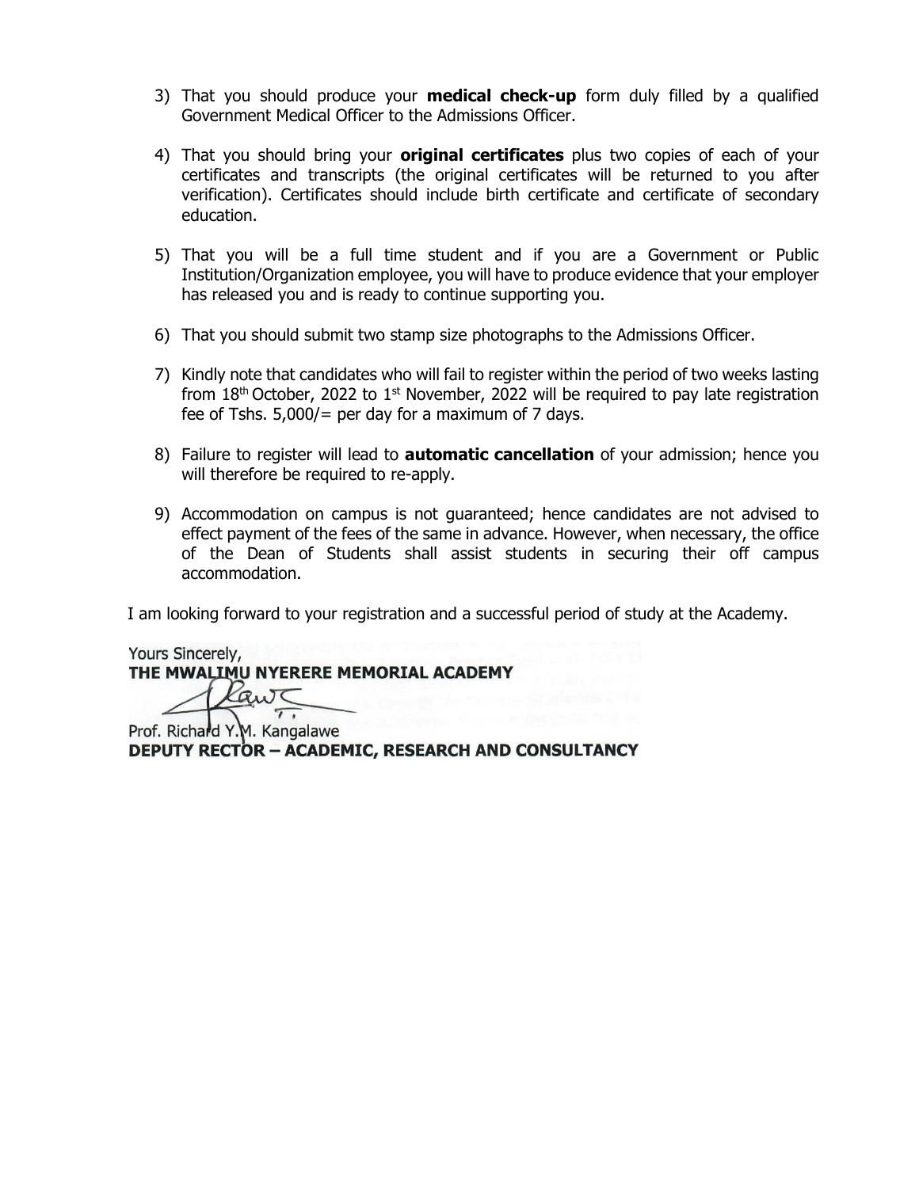3) That you should produce your **medical check-up** form duly filled by a qualified Government Medical Officer to the Admissions Officer.

4) That you should bring your **original certificates** plus two copies of each of your certificates and transcripts (the original certificates will be returned to you after verification). Certificates should include birth certificate and certificate of secondary education.

5) That you will be a full time student and if you are a Government or Public Institution/Organization employee, you will have to produce evidence that your employer has released you and is ready to continue supporting you.

6) That you should submit two stamp size photographs to the Admissions Officer.

7) Kindly note that candidates who will fail to register within the period of two weeks lasting from 18th October, 2022 to 1st November, 2022 will be required to pay late registration fee of Tshs. 5,000/= per day for a maximum of 7 days.

8) Failure to register will lead to **automatic cancellation** of your admission; hence you will therefore be required to re-apply.

9) Accommodation on campus is not guaranteed; hence candidates are not advised to effect payment of the fees of the same in advance. However, when necessary, the office of the Dean of Students shall assist students in securing their off campus accommodation.

I am looking forward to your registration and a successful period of study at the Academy.

Yours Sincerely,
**THE MWALIMU NYERERE MEMORIAL ACADEMY**

Prof. Richard Y.M. Kangalawe
**DEPUTY RECTOR – ACADEMIC, RESEARCH AND CONSULTANCY**